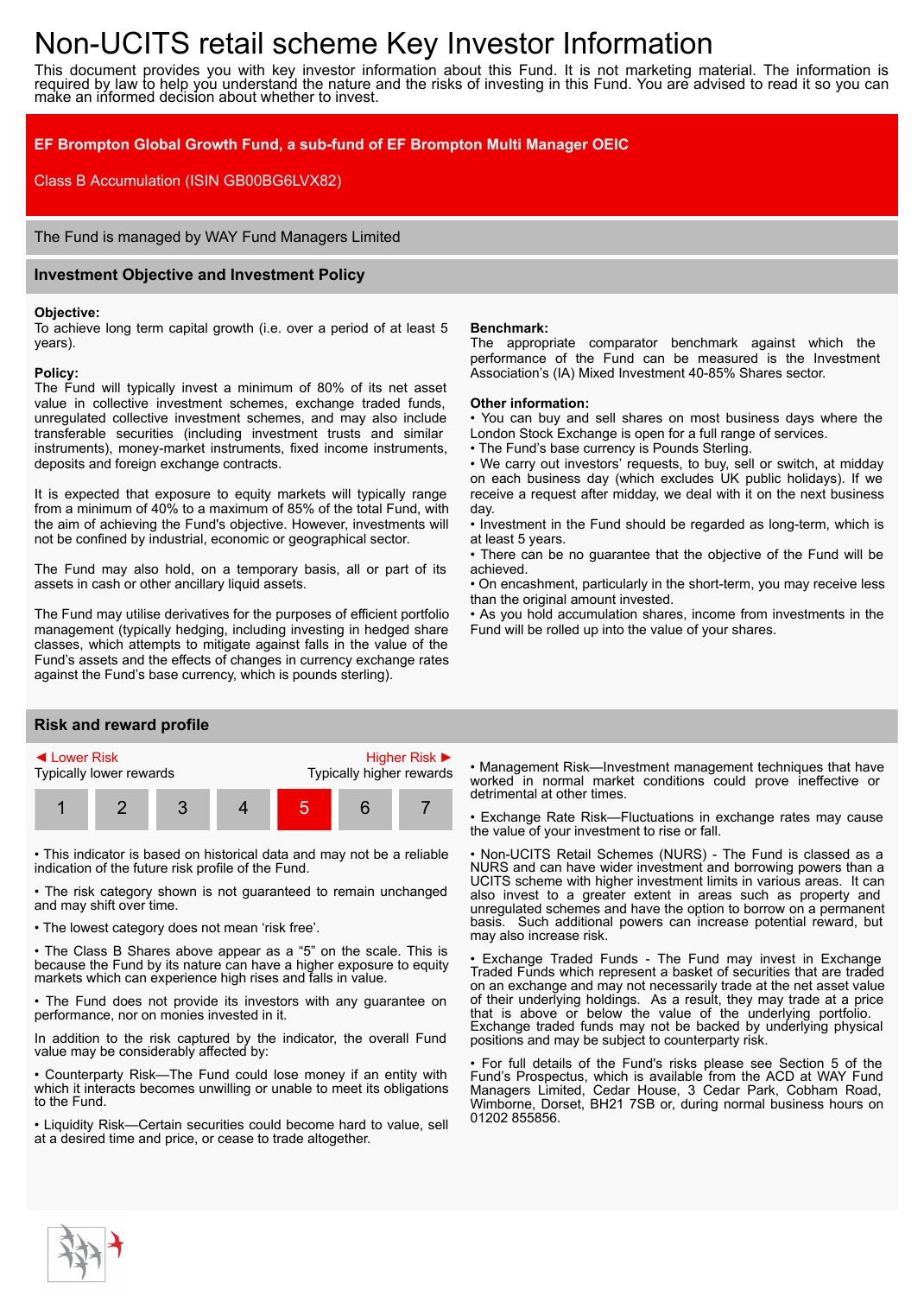# Non-UCITS retail scheme Key Investor Information

This document provides you with key investor information about this Fund. It is not marketing material. The information is required by law to help you understand the nature and the risks of investing in this Fund. You are advised to read it so you can make an informed decision about whether to invest.

**EF Brompton Global Growth Fund, a sub-fund of EF Brompton Multi Manager OEIC**

Class B Accumulation (ISIN GB00BG6LVX82)

The Fund is managed by WAY Fund Managers Limited

## Investment Objective and Investment Policy

**Objective:**
To achieve long term capital growth (i.e. over a period of at least 5 years).

**Policy:**
The Fund will typically invest a minimum of 80% of its net asset value in collective investment schemes, exchange traded funds, unregulated collective investment schemes, and may also include transferable securities (including investment trusts and similar instruments), money-market instruments, fixed income instruments, deposits and foreign exchange contracts.

It is expected that exposure to equity markets will typically range from a minimum of 40% to a maximum of 85% of the total Fund, with the aim of achieving the Fund's objective. However, investments will not be confined by industrial, economic or geographical sector.

The Fund may also hold, on a temporary basis, all or part of its assets in cash or other ancillary liquid assets.

The Fund may utilise derivatives for the purposes of efficient portfolio management (typically hedging, including investing in hedged share classes, which attempts to mitigate against falls in the value of the Fund's assets and the effects of changes in currency exchange rates against the Fund's base currency, which is pounds sterling).

**Benchmark:**
The appropriate comparator benchmark against which the performance of the Fund can be measured is the Investment Association's (IA) Mixed Investment 40-85% Shares sector.

**Other information:**

- You can buy and sell shares on most business days where the London Stock Exchange is open for a full range of services.
- The Fund's base currency is Pounds Sterling.
- We carry out investors' requests, to buy, sell or switch, at midday on each business day (which excludes UK public holidays). If we receive a request after midday, we deal with it on the next business day.
- Investment in the Fund should be regarded as long-term, which is at least 5 years.
- There can be no guarantee that the objective of the Fund will be achieved.
- On encashment, particularly in the short-term, you may receive less than the original amount invested.
- As you hold accumulation shares, income from investments in the Fund will be rolled up into the value of your shares.

## Risk and reward profile

◄ Lower Risk — Higher Risk ►
Typically lower rewards — Typically higher rewards

| 1 | 2 | 3 | 4 | **5** | 6 | 7 |
|---|---|---|---|---|---|---|

- This indicator is based on historical data and may not be a reliable indication of the future risk profile of the Fund.
- The risk category shown is not guaranteed to remain unchanged and may shift over time.
- The lowest category does not mean 'risk free'.
- The Class B Shares above appear as a "5" on the scale. This is because the Fund by its nature can have a higher exposure to equity markets which can experience high rises and falls in value.
- The Fund does not provide its investors with any guarantee on performance, nor on monies invested in it.

In addition to the risk captured by the indicator, the overall Fund value may be considerably affected by:

- Counterparty Risk—The Fund could lose money if an entity with which it interacts becomes unwilling or unable to meet its obligations to the Fund.
- Liquidity Risk—Certain securities could become hard to value, sell at a desired time and price, or cease to trade altogether.
- Management Risk—Investment management techniques that have worked in normal market conditions could prove ineffective or detrimental at other times.
- Exchange Rate Risk—Fluctuations in exchange rates may cause the value of your investment to rise or fall.
- Non-UCITS Retail Schemes (NURS) - The Fund is classed as a NURS and can have wider investment and borrowing powers than a UCITS scheme with higher investment limits in various areas. It can also invest to a greater extent in areas such as property and unregulated schemes and have the option to borrow on a permanent basis. Such additional powers can increase potential reward, but may also increase risk.
- Exchange Traded Funds - The Fund may invest in Exchange Traded Funds which represent a basket of securities that are traded on an exchange and may not necessarily trade at the net asset value of their underlying holdings. As a result, they may trade at a price that is above or below the value of the underlying portfolio. Exchange traded funds may not be backed by underlying physical positions and may be subject to counterparty risk.
- For full details of the Fund's risks please see Section 5 of the Fund's Prospectus, which is available from the ACD at WAY Fund Managers Limited, Cedar House, 3 Cedar Park, Cobham Road, Wimborne, Dorset, BH21 7SB or, during normal business hours on 01202 855856.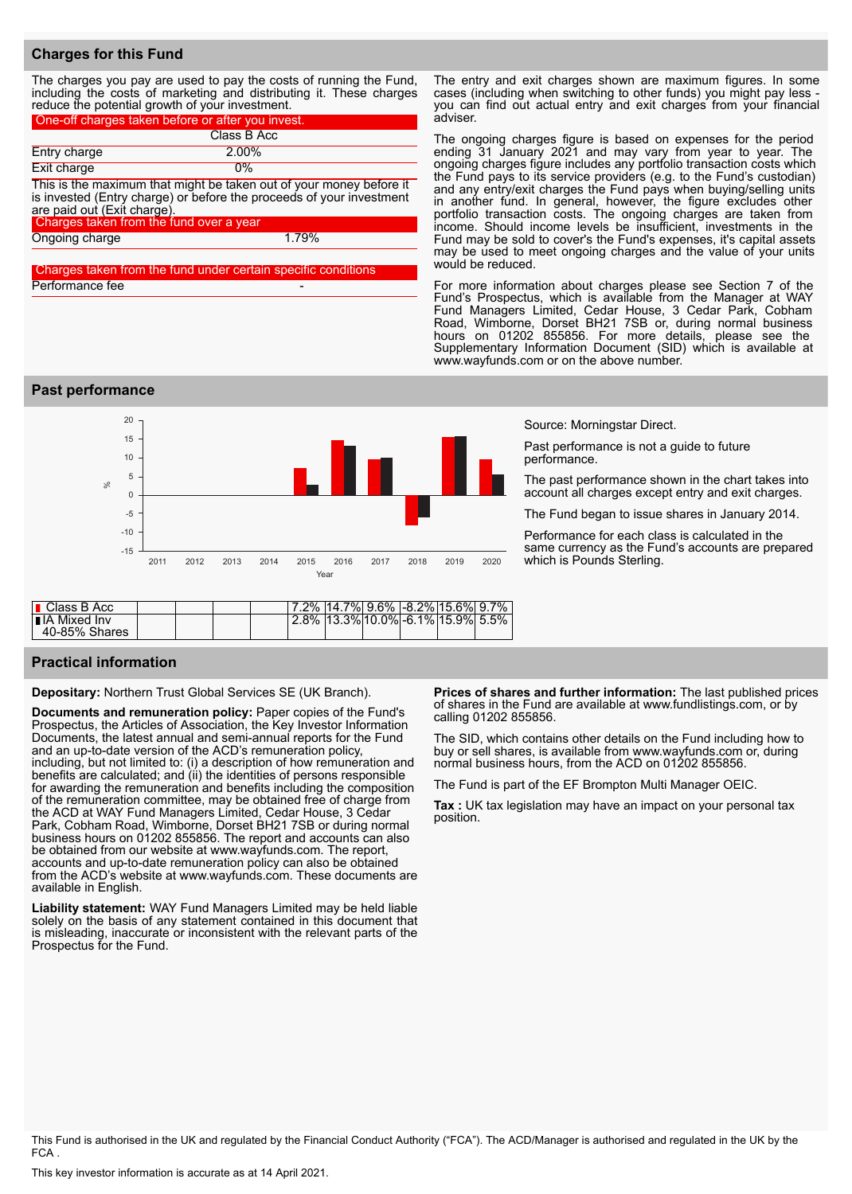## Charges for this Fund

The charges you pay are used to pay the costs of running the Fund, including the costs of marketing and distributing it. These charges reduce the potential growth of your investment.

| One-off charges taken before or after you invest. | |
|---|---|
| | Class B Acc |
| Entry charge | 2.00% |
| Exit charge | 0% |

This is the maximum that might be taken out of your money before it is invested (Entry charge) or before the proceeds of your investment are paid out (Exit charge).

| Charges taken from the fund over a year | |
|---|---|
| Ongoing charge | 1.79% |

| Charges taken from the fund under certain specific conditions | |
|---|---|
| Performance fee | - |

The entry and exit charges shown are maximum figures. In some cases (including when switching to other funds) you might pay less - you can find out actual entry and exit charges from your financial adviser.

The ongoing charges figure is based on expenses for the period ending 31 January 2021 and may vary from year to year. The ongoing charges figure includes any portfolio transaction costs which the Fund pays to its service providers (e.g. to the Fund's custodian) and any entry/exit charges the Fund pays when buying/selling units in another fund. In general, however, the figure excludes other portfolio transaction costs. The ongoing charges are taken from income. Should income levels be insufficient, investments in the Fund may be sold to cover's the Fund's expenses, it's capital assets may be used to meet ongoing charges and the value of your units would be reduced.

For more information about charges please see Section 7 of the Fund's Prospectus, which is available from the Manager at WAY Fund Managers Limited, Cedar House, 3 Cedar Park, Cobham Road, Wimborne, Dorset BH21 7SB or, during normal business hours on 01202 855856. For more details, please see the Supplementary Information Document (SID) which is available at www.wayfunds.com or on the above number.

## Past performance

20
15
10
5
0
-5
-10
-15
%
2011 2012 2013 2014 2015 2016 2017 2018 2019 2020
Year

| | 2011 | 2012 | 2013 | 2014 | 2015 | 2016 | 2017 | 2018 | 2019 | 2020 |
|---|---|---|---|---|---|---|---|---|---|---|
| Class B Acc | | | | | 7.2% | 14.7% | 9.6% | -8.2% | 15.6% | 9.7% |
| IA Mixed Inv 40-85% Shares | | | | | 2.8% | 13.3% | 10.0% | -6.1% | 15.9% | 5.5% |

Source: Morningstar Direct.

Past performance is not a guide to future performance.

The past performance shown in the chart takes into account all charges except entry and exit charges.

The Fund began to issue shares in January 2014.

Performance for each class is calculated in the same currency as the Fund's accounts are prepared which is Pounds Sterling.

## Practical information

**Depositary:** Northern Trust Global Services SE (UK Branch).

**Documents and remuneration policy:** Paper copies of the Fund's Prospectus, the Articles of Association, the Key Investor Information Documents, the latest annual and semi-annual reports for the Fund and an up-to-date version of the ACD's remuneration policy, including, but not limited to: (i) a description of how remuneration and benefits are calculated; and (ii) the identities of persons responsible for awarding the remuneration and benefits including the composition of the remuneration committee, may be obtained free of charge from the ACD at WAY Fund Managers Limited, Cedar House, 3 Cedar Park, Cobham Road, Wimborne, Dorset BH21 7SB or during normal business hours on 01202 855856. The report and accounts can also be obtained from our website at www.wayfunds.com. The report, accounts and up-to-date remuneration policy can also be obtained from the ACD's website at www.wayfunds.com. These documents are available in English.

**Liability statement:** WAY Fund Managers Limited may be held liable solely on the basis of any statement contained in this document that is misleading, inaccurate or inconsistent with the relevant parts of the Prospectus for the Fund.

**Prices of shares and further information:** The last published prices of shares in the Fund are available at www.fundlistings.com, or by calling 01202 855856.

The SID, which contains other details on the Fund including how to buy or sell shares, is available from www.wayfunds.com or, during normal business hours, from the ACD on 01202 855856.

The Fund is part of the EF Brompton Multi Manager OEIC.

**Tax :** UK tax legislation may have an impact on your personal tax position.

This Fund is authorised in the UK and regulated by the Financial Conduct Authority ("FCA"). The ACD/Manager is authorised and regulated in the UK by the FCA .

This key investor information is accurate as at 14 April 2021.